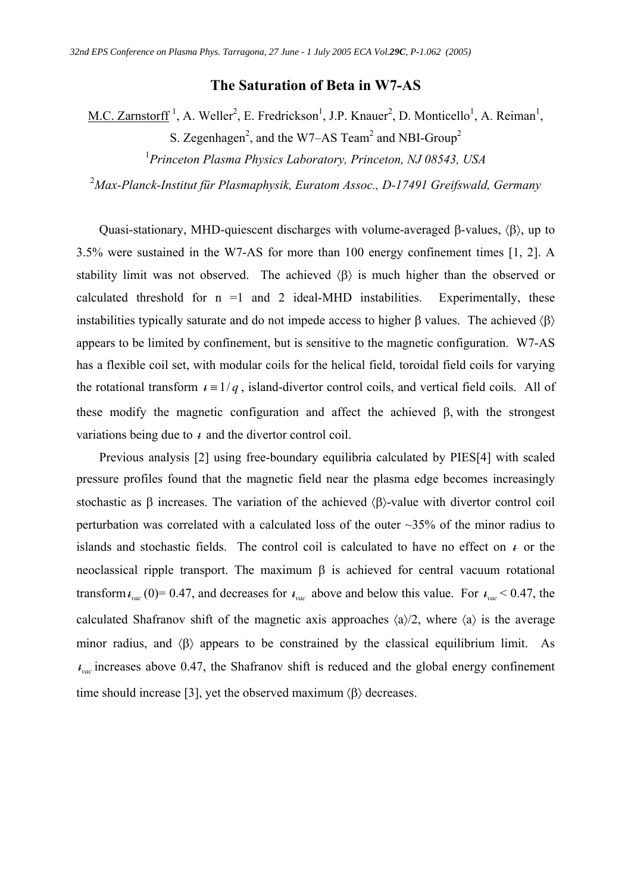# The Saturation of Beta in W7-AS

M.C. Zarnstorff [1], A. Weller[2], E. Fredrickson[1], J.P. Knauer[2], D. Monticello[1], A. Reiman[1], S. Zegenhagen[2], and the W7–AS Team[2] and NBI-Group[2]

[1]*Princeton Plasma Physics Laboratory, Princeton, NJ 08543, USA*

[2]*Max-Planck-Institut für Plasmaphysik, Euratom Assoc., D-17491 Greifswald, Germany*

Quasi-stationary, MHD-quiescent discharges with volume-averaged β-values, $\langle\beta\rangle$, up to 3.5% were sustained in the W7-AS for more than 100 energy confinement times [1, 2]. A stability limit was not observed. The achieved $\langle\beta\rangle$ is much higher than the observed or calculated threshold for n =1 and 2 ideal-MHD instabilities. Experimentally, these instabilities typically saturate and do not impede access to higher β values. The achieved $\langle\beta\rangle$ appears to be limited by confinement, but is sensitive to the magnetic configuration. W7-AS has a flexible coil set, with modular coils for the helical field, toroidal field coils for varying the rotational transform $\iota \equiv 1/q$, island-divertor control coils, and vertical field coils. All of these modify the magnetic configuration and affect the achieved β, with the strongest variations being due to $\iota$ and the divertor control coil.

Previous analysis [2] using free-boundary equilibria calculated by PIES[4] with scaled pressure profiles found that the magnetic field near the plasma edge becomes increasingly stochastic as β increases. The variation of the achieved $\langle\beta\rangle$-value with divertor control coil perturbation was correlated with a calculated loss of the outer ~35% of the minor radius to islands and stochastic fields. The control coil is calculated to have no effect on $\iota$ or the neoclassical ripple transport. The maximum β is achieved for central vacuum rotational transform $\iota_{vac}(0)$= 0.47, and decreases for $\iota_{vac}$ above and below this value. For $\iota_{vac}$ < 0.47, the calculated Shafranov shift of the magnetic axis approaches $\langle a\rangle/2$, where $\langle a\rangle$ is the average minor radius, and $\langle\beta\rangle$ appears to be constrained by the classical equilibrium limit. As $\iota_{vac}$ increases above 0.47, the Shafranov shift is reduced and the global energy confinement time should increase [3], yet the observed maximum $\langle\beta\rangle$ decreases.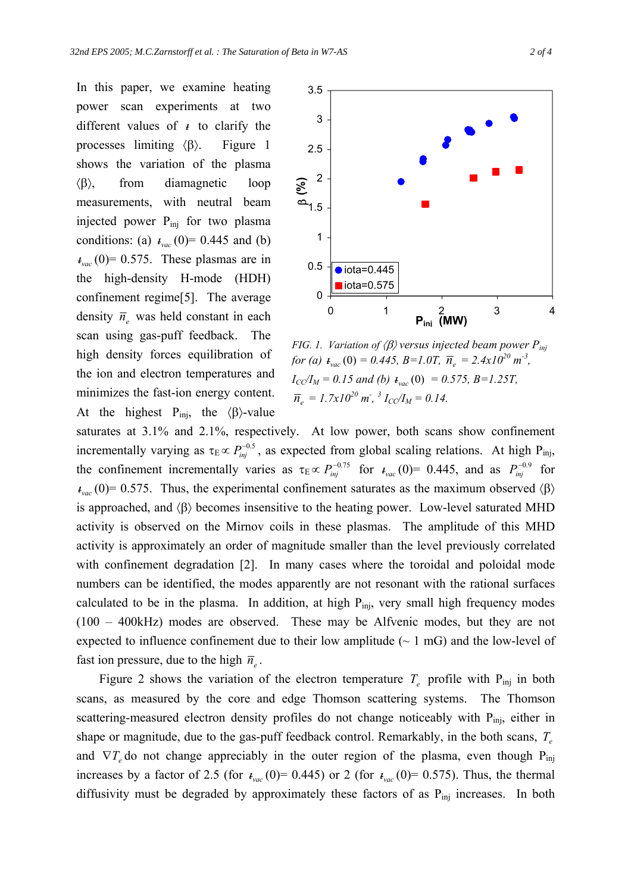In this paper, we examine heating power scan experiments at two different values of $\iota$ to clarify the processes limiting $\langle\beta\rangle$. Figure 1 shows the variation of the plasma $\langle\beta\rangle$, from diamagnetic loop measurements, with neutral beam injected power $P_{inj}$ for two plasma conditions: (a) $\iota_{vac}(0)$= 0.445 and (b) $\iota_{vac}(0)$= 0.575. These plasmas are in the high-density H-mode (HDH) confinement regime[5]. The average density $\bar{n}_e$ was held constant in each scan using gas-puff feedback. The high density forces equilibration of the ion and electron temperatures and minimizes the fast-ion energy content. At the highest $P_{inj}$, the $\langle\beta\rangle$-value saturates at 3.1% and 2.1%, respectively. At low power, both scans show confinement incrementally varying as $\tau_E \propto P_{inj}^{-0.5}$, as expected from global scaling relations. At high $P_{inj}$, the confinement incrementally varies as $\tau_E \propto P_{inj}^{-0.75}$ for $\iota_{vac}(0)$= 0.445, and as $P_{inj}^{-0.9}$ for $\iota_{vac}(0)$= 0.575. Thus, the experimental confinement saturates as the maximum observed $\langle\beta\rangle$ is approached, and $\langle\beta\rangle$ becomes insensitive to the heating power. Low-level saturated MHD activity is observed on the Mirnov coils in these plasmas. The amplitude of this MHD activity is approximately an order of magnitude smaller than the level previously correlated with confinement degradation [2]. In many cases where the toroidal and poloidal mode numbers can be identified, the modes apparently are not resonant with the rational surfaces calculated to be in the plasma. In addition, at high $P_{inj}$, very small high frequency modes (100 – 400kHz) modes are observed. These may be Alfvenic modes, but they are not expected to influence confinement due to their low amplitude (~ 1 mG) and the low-level of fast ion pressure, due to the high $\bar{n}_e$.

| $P_{inj}$ (MW) | β (%) iota=0.445 | β (%) iota=0.575 |
|---|---|---|
| 1.3 | 1.95 | |
| 1.7 | 2.3 | 1.58 |
| 1.7 | 2.33 | |
| 2.05 | 2.6 | |
| 2.1 | 2.67 | |
| 2.5 | 2.82 | |
| 2.55 | 2.8 | |
| 2.6 | | 2.02 |
| 2.85 | 2.93 | |
| 3.0 | | 2.13 |
| 3.3 | 3.05 | |
| 3.4 | | 2.16 |

*FIG. 1. Variation of $\langle\beta\rangle$ versus injected beam power $P_{inj}$ for (a) $\iota_{vac}(0)$ = 0.445, B=1.0T, $\bar{n}_e$ = 2.4x10$^{20}$ m$^{-3}$, $I_{CC}/I_M$ = 0.15 and (b) $\iota_{vac}(0)$ = 0.575, B=1.25T, $\bar{n}_e$ = 1.7x10$^{20}$ m$^{-3}$, $I_{CC}/I_M$ = 0.14.*

Figure 2 shows the variation of the electron temperature $T_e$ profile with $P_{inj}$ in both scans, as measured by the core and edge Thomson scattering systems. The Thomson scattering-measured electron density profiles do not change noticeably with $P_{inj}$, either in shape or magnitude, due to the gas-puff feedback control. Remarkably, in the both scans, $T_e$ and $\nabla T_e$ do not change appreciably in the outer region of the plasma, even though $P_{inj}$ increases by a factor of 2.5 (for $\iota_{vac}(0)$= 0.445) or 2 (for $\iota_{vac}(0)$= 0.575). Thus, the thermal diffusivity must be degraded by approximately these factors of as $P_{inj}$ increases. In both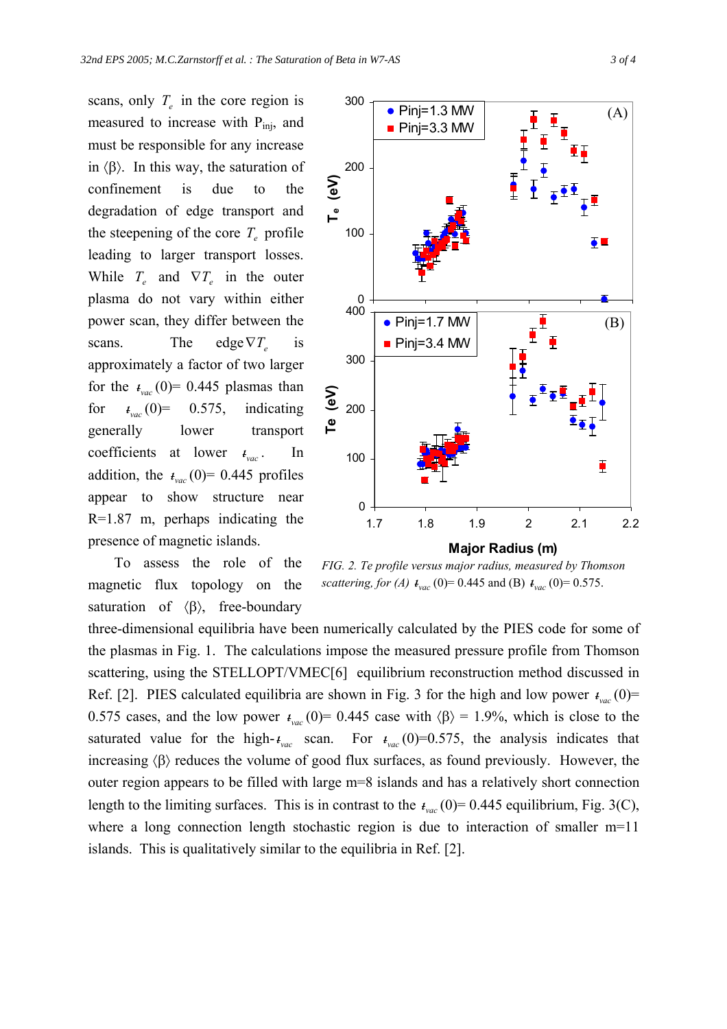scans, only $T_e$ in the core region is measured to increase with $P_{inj}$, and must be responsible for any increase in $\langle\beta\rangle$. In this way, the saturation of confinement is due to the degradation of edge transport and the steepening of the core $T_e$ profile leading to larger transport losses. While $T_e$ and $\nabla T_e$ in the outer plasma do not vary within either power scan, they differ between the scans. The edge $\nabla T_e$ is approximately a factor of two larger for the $\iota_{vac}(0)$= 0.445 plasmas than for $\iota_{vac}(0)$= 0.575, indicating generally lower transport coefficients at lower $\iota_{vac}$. In addition, the $\iota_{vac}(0)$= 0.445 profiles appear to show structure near R=1.87 m, perhaps indicating the presence of magnetic islands.

To assess the role of the magnetic flux topology on the saturation of $\langle\beta\rangle$, free-boundary three-dimensional equilibria have been numerically calculated by the PIES code for some of the plasmas in Fig. 1. The calculations impose the measured pressure profile from Thomson scattering, using the STELLOPT/VMEC[6] equilibrium reconstruction method discussed in Ref. [2]. PIES calculated equilibria are shown in Fig. 3 for the high and low power $\iota_{vac}(0)$= 0.575 cases, and the low power $\iota_{vac}(0)$= 0.445 case with $\langle\beta\rangle$ = 1.9%, which is close to the saturated value for the high-$\iota_{vac}$ scan. For $\iota_{vac}(0)$=0.575, the analysis indicates that increasing $\langle\beta\rangle$ reduces the volume of good flux surfaces, as found previously. However, the outer region appears to be filled with large m=8 islands and has a relatively short connection length to the limiting surfaces. This is in contrast to the $\iota_{vac}(0)$= 0.445 equilibrium, Fig. 3(C), where a long connection length stochastic region is due to interaction of smaller m=11 islands. This is qualitatively similar to the equilibria in Ref. [2].

*FIG. 2. Te profile versus major radius, measured by Thomson scattering, for (A) $\iota_{vac}(0)$= 0.445 and (B) $\iota_{vac}(0)$= 0.575.*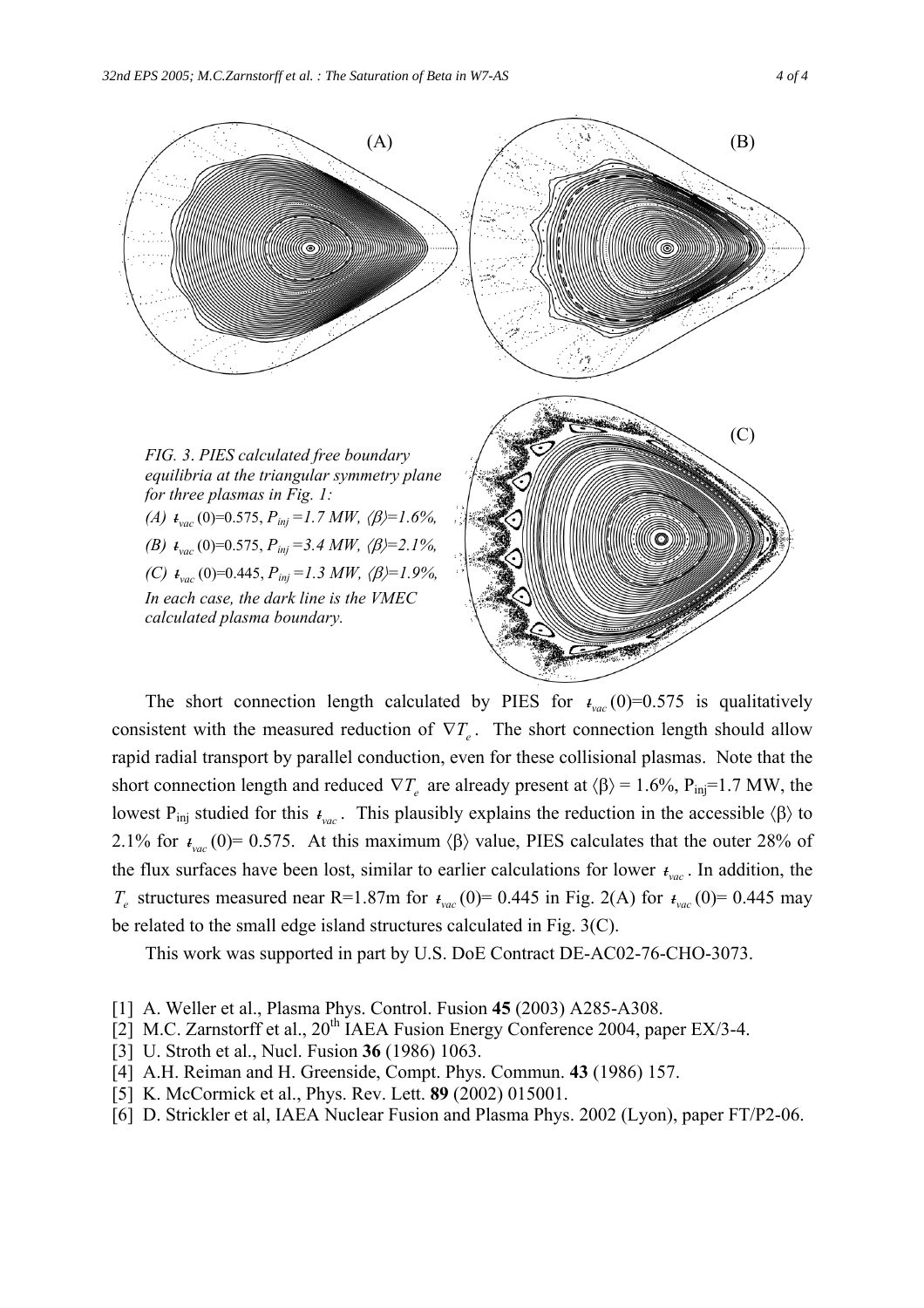(A)

(B)

(C)

*FIG. 3. PIES calculated free boundary equilibria at the triangular symmetry plane for three plasmas in Fig. 1:*
*(A) $\iota_{vac}(0)$=0.575, $P_{inj}$ =1.7 MW, $\langle\beta\rangle$=1.6%,*
*(B) $\iota_{vac}(0)$=0.575, $P_{inj}$ =3.4 MW, $\langle\beta\rangle$=2.1%,*
*(C) $\iota_{vac}(0)$=0.445, $P_{inj}$ =1.3 MW, $\langle\beta\rangle$=1.9%,*
*In each case, the dark line is the VMEC calculated plasma boundary.*

The short connection length calculated by PIES for $\iota_{vac}(0)$=0.575 is qualitatively consistent with the measured reduction of $\nabla T_e$. The short connection length should allow rapid radial transport by parallel conduction, even for these collisional plasmas. Note that the short connection length and reduced $\nabla T_e$ are already present at $\langle\beta\rangle$ = 1.6%, $P_{inj}$=1.7 MW, the lowest $P_{inj}$ studied for this $\iota_{vac}$. This plausibly explains the reduction in the accessible $\langle\beta\rangle$ to 2.1% for $\iota_{vac}(0)$= 0.575. At this maximum $\langle\beta\rangle$ value, PIES calculates that the outer 28% of the flux surfaces have been lost, similar to earlier calculations for lower $\iota_{vac}$. In addition, the $T_e$ structures measured near R=1.87m for $\iota_{vac}(0)$= 0.445 in Fig. 2(A) for $\iota_{vac}(0)$= 0.445 may be related to the small edge island structures calculated in Fig. 3(C).

This work was supported in part by U.S. DoE Contract DE-AC02-76-CHO-3073.

[1] A. Weller et al., Plasma Phys. Control. Fusion **45** (2003) A285-A308.
[2] M.C. Zarnstorff et al., 20th IAEA Fusion Energy Conference 2004, paper EX/3-4.
[3] U. Stroth et al., Nucl. Fusion **36** (1986) 1063.
[4] A.H. Reiman and H. Greenside, Compt. Phys. Commun. **43** (1986) 157.
[5] K. McCormick et al., Phys. Rev. Lett. **89** (2002) 015001.
[6] D. Strickler et al, IAEA Nuclear Fusion and Plasma Phys. 2002 (Lyon), paper FT/P2-06.